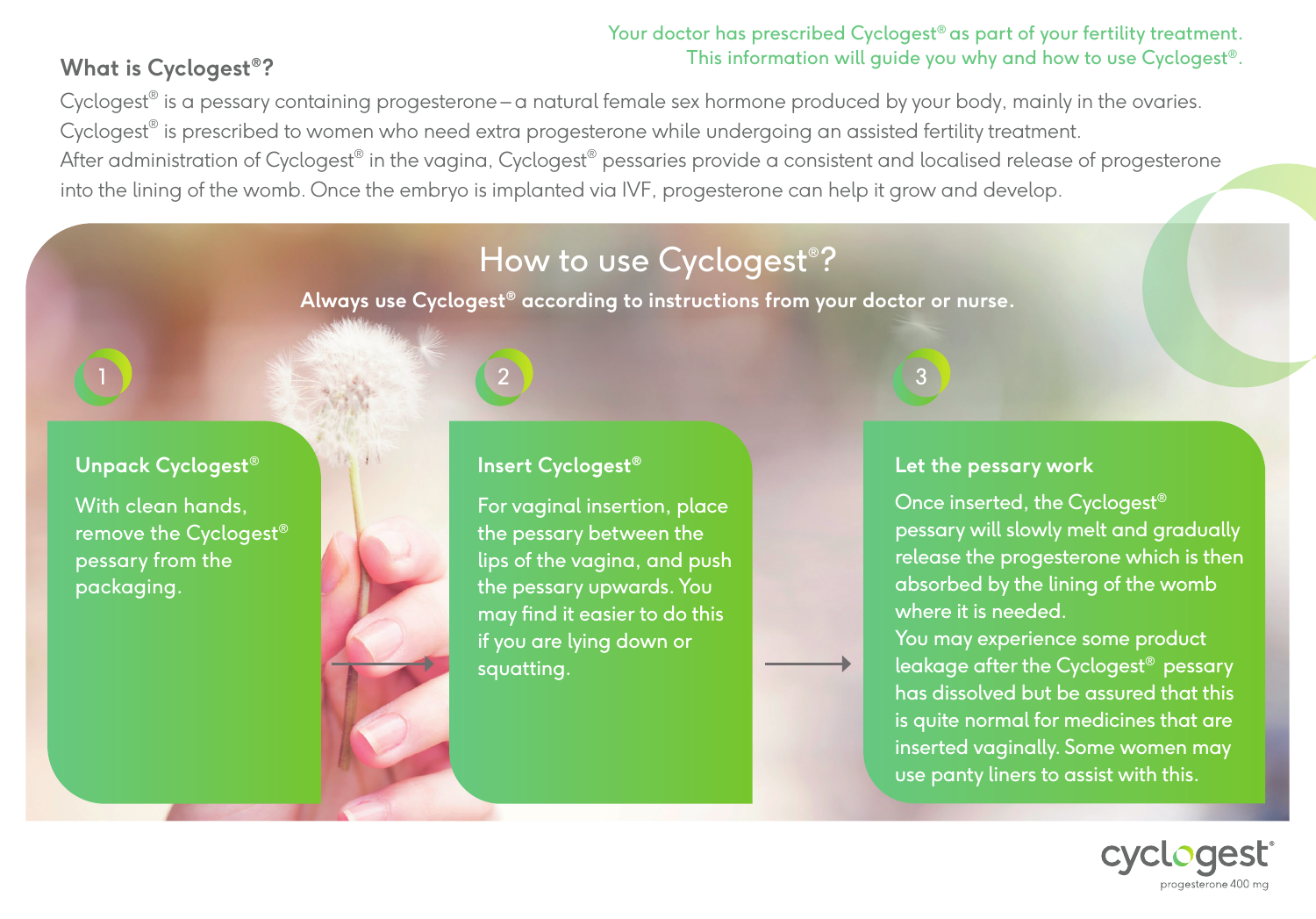Your doctor has prescribed Cyclogest® as part of your fertility treatment.
This information will guide you why and how to use Cyclogest®.

## What is Cyclogest®?

Cyclogest® is a pessary containing progesterone – a natural female sex hormone produced by your body, mainly in the ovaries. Cyclogest® is prescribed to women who need extra progesterone while undergoing an assisted fertility treatment.
After administration of Cyclogest® in the vagina, Cyclogest® pessaries provide a consistent and localised release of progesterone into the lining of the womb. Once the embryo is implanted via IVF, progesterone can help it grow and develop.

## How to use Cyclogest®?

**Always use Cyclogest® according to instructions from your doctor or nurse.**

### 1 Unpack Cyclogest®

With clean hands, remove the Cyclogest® pessary from the packaging.

### 2 Insert Cyclogest®

For vaginal insertion, place the pessary between the lips of the vagina, and push the pessary upwards. You may find it easier to do this if you are lying down or squatting.

### 3 Let the pessary work

Once inserted, the Cyclogest® pessary will slowly melt and gradually release the progesterone which is then absorbed by the lining of the womb where it is needed.
You may experience some product leakage after the Cyclogest® pessary has dissolved but be assured that this is quite normal for medicines that are inserted vaginally. Some women may use panty liners to assist with this.

cyclogest®
progesterone 400 mg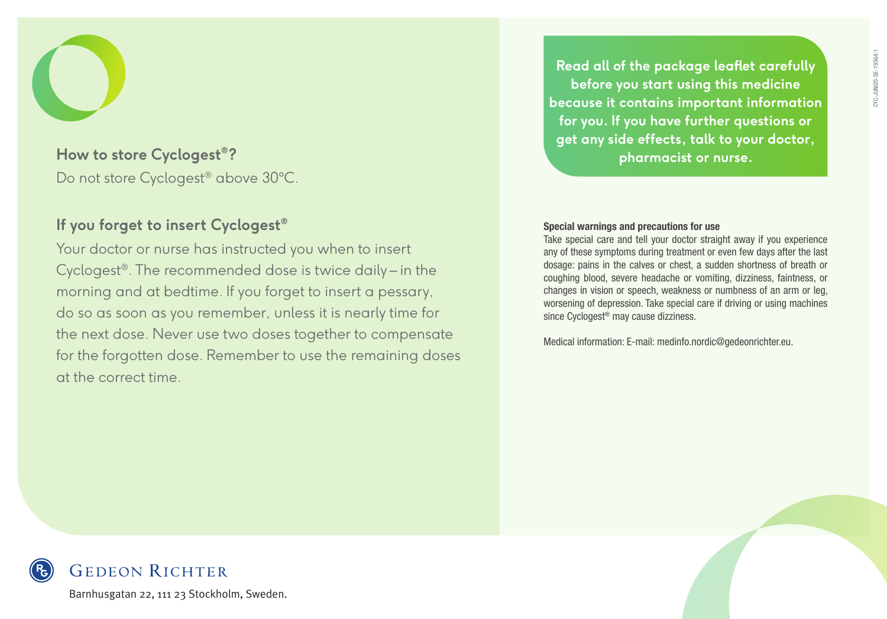## How to store Cyclogest®?

Do not store Cyclogest® above 30°C.

## If you forget to insert Cyclogest®

Your doctor or nurse has instructed you when to insert Cyclogest®. The recommended dose is twice daily – in the morning and at bedtime. If you forget to insert a pessary, do so as soon as you remember, unless it is nearly time for the next dose. Never use two doses together to compensate for the forgotten dose. Remember to use the remaining doses at the correct time.

**Read all of the package leaflet carefully before you start using this medicine because it contains important information for you. If you have further questions or get any side effects, talk to your doctor, pharmacist or nurse.**

**Special warnings and precautions for use**

Take special care and tell your doctor straight away if you experience any of these symptoms during treatment or even few days after the last dosage: pains in the calves or chest, a sudden shortness of breath or coughing blood, severe headache or vomiting, dizziness, faintness, or changes in vision or speech, weakness or numbness of an arm or leg, worsening of depression. Take special care if driving or using machines since Cyclogest® may cause dizziness.

Medical information: E-mail: medinfo.nordic@gedeonrichter.eu.

CYC-JUN20-SE-19364-1

GEDEON RICHTER

Barnhusgatan 22, 111 23 Stockholm, Sweden.